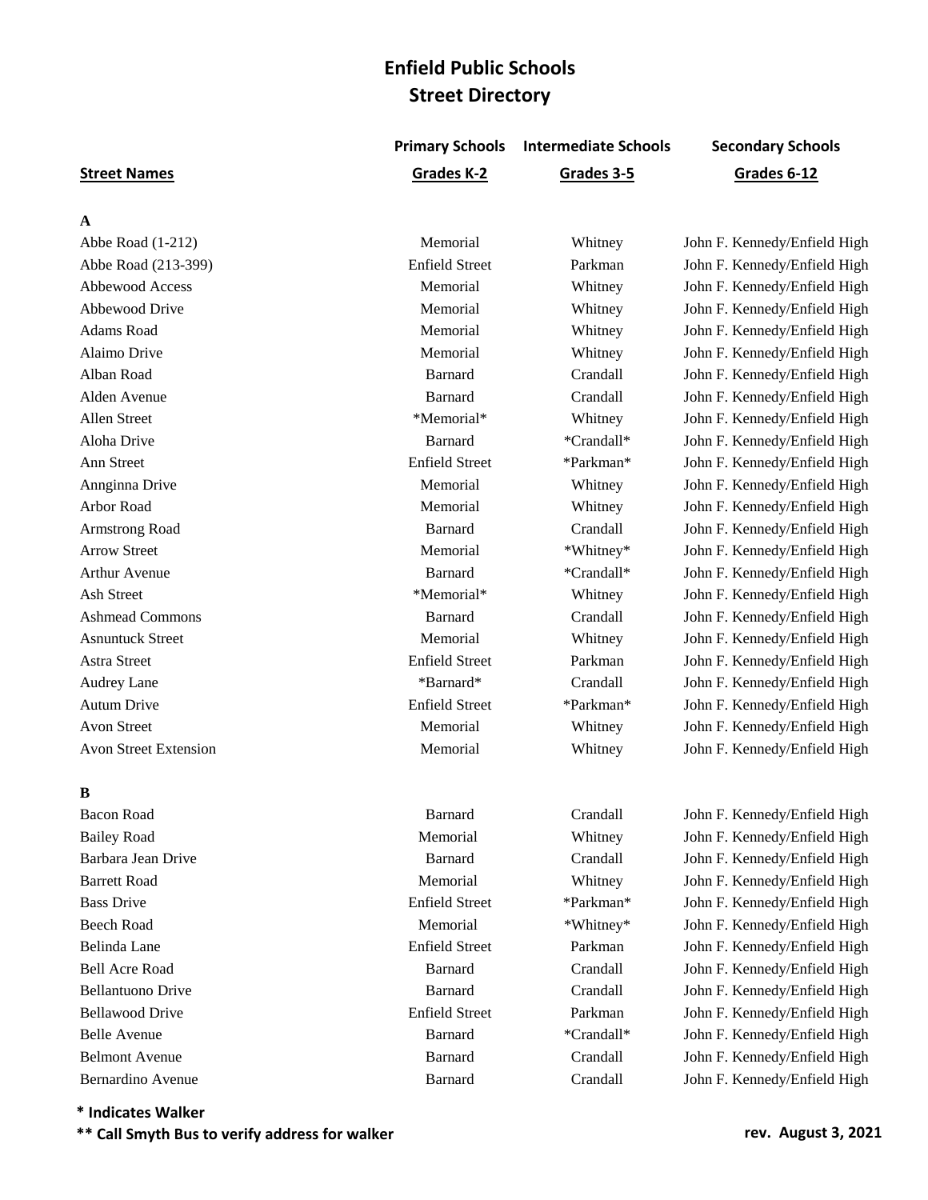# Enfield Public Schools
## Street Directory

| Street Names | Primary Schools Grades K-2 | Intermediate Schools Grades 3-5 | Secondary Schools Grades 6-12 |
|---|---|---|---|
| **A** | | | |
| Abbe Road (1-212) | Memorial | Whitney | John F. Kennedy/Enfield High |
| Abbe Road (213-399) | Enfield Street | Parkman | John F. Kennedy/Enfield High |
| Abbewood Access | Memorial | Whitney | John F. Kennedy/Enfield High |
| Abbewood Drive | Memorial | Whitney | John F. Kennedy/Enfield High |
| Adams Road | Memorial | Whitney | John F. Kennedy/Enfield High |
| Alaimo Drive | Memorial | Whitney | John F. Kennedy/Enfield High |
| Alban Road | Barnard | Crandall | John F. Kennedy/Enfield High |
| Alden Avenue | Barnard | Crandall | John F. Kennedy/Enfield High |
| Allen Street | *Memorial* | Whitney | John F. Kennedy/Enfield High |
| Aloha Drive | Barnard | *Crandall* | John F. Kennedy/Enfield High |
| Ann Street | Enfield Street | *Parkman* | John F. Kennedy/Enfield High |
| Annginna Drive | Memorial | Whitney | John F. Kennedy/Enfield High |
| Arbor Road | Memorial | Whitney | John F. Kennedy/Enfield High |
| Armstrong Road | Barnard | Crandall | John F. Kennedy/Enfield High |
| Arrow Street | Memorial | *Whitney* | John F. Kennedy/Enfield High |
| Arthur Avenue | Barnard | *Crandall* | John F. Kennedy/Enfield High |
| Ash Street | *Memorial* | Whitney | John F. Kennedy/Enfield High |
| Ashmead Commons | Barnard | Crandall | John F. Kennedy/Enfield High |
| Asnuntuck Street | Memorial | Whitney | John F. Kennedy/Enfield High |
| Astra Street | Enfield Street | Parkman | John F. Kennedy/Enfield High |
| Audrey Lane | *Barnard* | Crandall | John F. Kennedy/Enfield High |
| Autum Drive | Enfield Street | *Parkman* | John F. Kennedy/Enfield High |
| Avon Street | Memorial | Whitney | John F. Kennedy/Enfield High |
| Avon Street Extension | Memorial | Whitney | John F. Kennedy/Enfield High |
| **B** | | | |
| Bacon Road | Barnard | Crandall | John F. Kennedy/Enfield High |
| Bailey Road | Memorial | Whitney | John F. Kennedy/Enfield High |
| Barbara Jean Drive | Barnard | Crandall | John F. Kennedy/Enfield High |
| Barrett Road | Memorial | Whitney | John F. Kennedy/Enfield High |
| Bass Drive | Enfield Street | *Parkman* | John F. Kennedy/Enfield High |
| Beech Road | Memorial | *Whitney* | John F. Kennedy/Enfield High |
| Belinda Lane | Enfield Street | Parkman | John F. Kennedy/Enfield High |
| Bell Acre Road | Barnard | Crandall | John F. Kennedy/Enfield High |
| Bellantuono Drive | Barnard | Crandall | John F. Kennedy/Enfield High |
| Bellawood Drive | Enfield Street | Parkman | John F. Kennedy/Enfield High |
| Belle Avenue | Barnard | *Crandall* | John F. Kennedy/Enfield High |
| Belmont Avenue | Barnard | Crandall | John F. Kennedy/Enfield High |
| Bernardino Avenue | Barnard | Crandall | John F. Kennedy/Enfield High |

**\* Indicates Walker**

**\*\* Call Smyth Bus to verify address for walker**

**rev. August 3, 2021**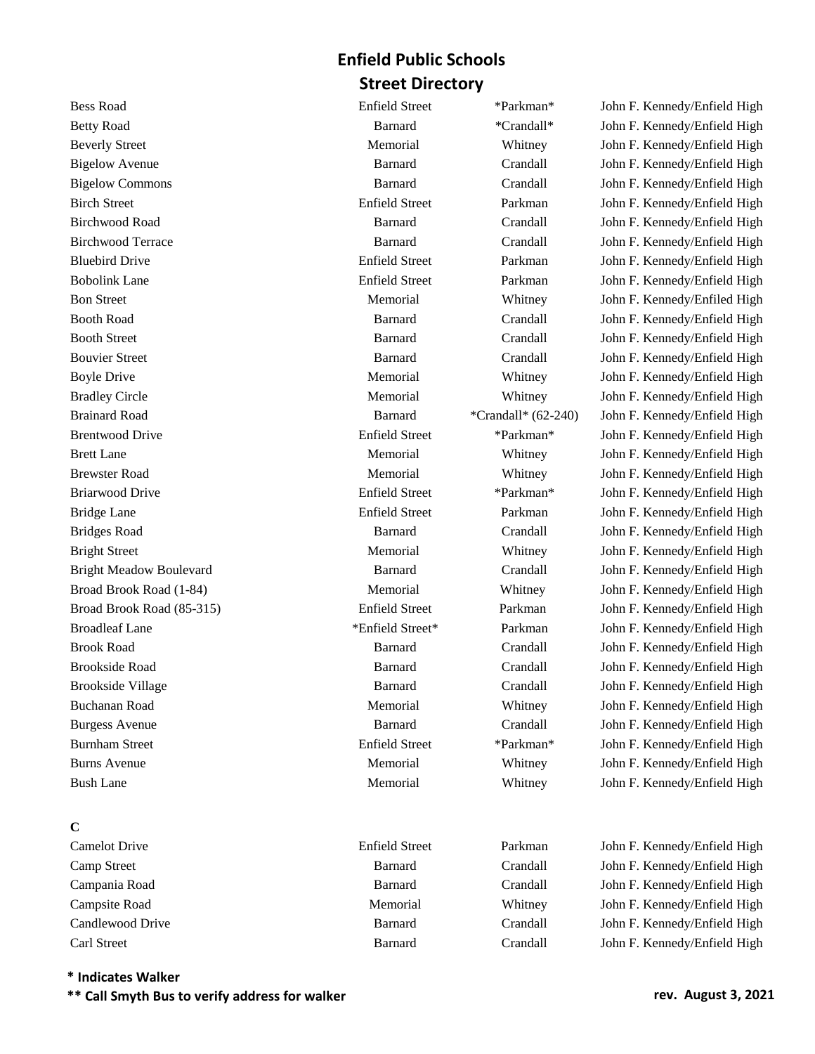# Enfield Public Schools

## Street Directory

| Street | | | |
|---|---|---|---|
| Bess Road | Enfield Street | *Parkman* | John F. Kennedy/Enfield High |
| Betty Road | Barnard | *Crandall* | John F. Kennedy/Enfield High |
| Beverly Street | Memorial | Whitney | John F. Kennedy/Enfield High |
| Bigelow Avenue | Barnard | Crandall | John F. Kennedy/Enfield High |
| Bigelow Commons | Barnard | Crandall | John F. Kennedy/Enfield High |
| Birch Street | Enfield Street | Parkman | John F. Kennedy/Enfield High |
| Birchwood Road | Barnard | Crandall | John F. Kennedy/Enfield High |
| Birchwood Terrace | Barnard | Crandall | John F. Kennedy/Enfield High |
| Bluebird Drive | Enfield Street | Parkman | John F. Kennedy/Enfield High |
| Bobolink Lane | Enfield Street | Parkman | John F. Kennedy/Enfield High |
| Bon Street | Memorial | Whitney | John F. Kennedy/Enfiled High |
| Booth Road | Barnard | Crandall | John F. Kennedy/Enfield High |
| Booth Street | Barnard | Crandall | John F. Kennedy/Enfield High |
| Bouvier Street | Barnard | Crandall | John F. Kennedy/Enfield High |
| Boyle Drive | Memorial | Whitney | John F. Kennedy/Enfield High |
| Bradley Circle | Memorial | Whitney | John F. Kennedy/Enfield High |
| Brainard Road | Barnard | *Crandall* (62-240) | John F. Kennedy/Enfield High |
| Brentwood Drive | Enfield Street | *Parkman* | John F. Kennedy/Enfield High |
| Brett Lane | Memorial | Whitney | John F. Kennedy/Enfield High |
| Brewster Road | Memorial | Whitney | John F. Kennedy/Enfield High |
| Briarwood Drive | Enfield Street | *Parkman* | John F. Kennedy/Enfield High |
| Bridge Lane | Enfield Street | Parkman | John F. Kennedy/Enfield High |
| Bridges Road | Barnard | Crandall | John F. Kennedy/Enfield High |
| Bright Street | Memorial | Whitney | John F. Kennedy/Enfield High |
| Bright Meadow Boulevard | Barnard | Crandall | John F. Kennedy/Enfield High |
| Broad Brook Road (1-84) | Memorial | Whitney | John F. Kennedy/Enfield High |
| Broad Brook Road (85-315) | Enfield Street | Parkman | John F. Kennedy/Enfield High |
| Broadleaf Lane | *Enfield Street* | Parkman | John F. Kennedy/Enfield High |
| Brook Road | Barnard | Crandall | John F. Kennedy/Enfield High |
| Brookside Road | Barnard | Crandall | John F. Kennedy/Enfield High |
| Brookside Village | Barnard | Crandall | John F. Kennedy/Enfield High |
| Buchanan Road | Memorial | Whitney | John F. Kennedy/Enfield High |
| Burgess Avenue | Barnard | Crandall | John F. Kennedy/Enfield High |
| Burnham Street | Enfield Street | *Parkman* | John F. Kennedy/Enfield High |
| Burns Avenue | Memorial | Whitney | John F. Kennedy/Enfield High |
| Bush Lane | Memorial | Whitney | John F. Kennedy/Enfield High |

**C**

| Street | | | |
|---|---|---|---|
| Camelot Drive | Enfield Street | Parkman | John F. Kennedy/Enfield High |
| Camp Street | Barnard | Crandall | John F. Kennedy/Enfield High |
| Campania Road | Barnard | Crandall | John F. Kennedy/Enfield High |
| Campsite Road | Memorial | Whitney | John F. Kennedy/Enfield High |
| Candlewood Drive | Barnard | Crandall | John F. Kennedy/Enfield High |
| Carl Street | Barnard | Crandall | John F. Kennedy/Enfield High |

**\* Indicates Walker**

**\*\* Call Smyth Bus to verify address for walker**

**rev. August 3, 2021**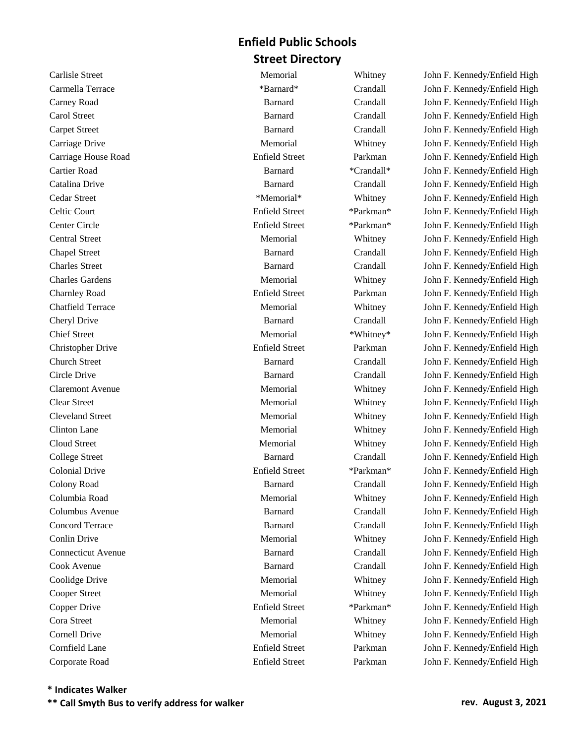# Enfield Public Schools
## Street Directory

| | | | |
|---|---|---|---|
| Carlisle Street | Memorial | Whitney | John F. Kennedy/Enfield High |
| Carmella Terrace | *Barnard* | Crandall | John F. Kennedy/Enfield High |
| Carney Road | Barnard | Crandall | John F. Kennedy/Enfield High |
| Carol Street | Barnard | Crandall | John F. Kennedy/Enfield High |
| Carpet Street | Barnard | Crandall | John F. Kennedy/Enfield High |
| Carriage Drive | Memorial | Whitney | John F. Kennedy/Enfield High |
| Carriage House Road | Enfield Street | Parkman | John F. Kennedy/Enfield High |
| Cartier Road | Barnard | *Crandall* | John F. Kennedy/Enfield High |
| Catalina Drive | Barnard | Crandall | John F. Kennedy/Enfield High |
| Cedar Street | *Memorial* | Whitney | John F. Kennedy/Enfield High |
| Celtic Court | Enfield Street | *Parkman* | John F. Kennedy/Enfield High |
| Center Circle | Enfield Street | *Parkman* | John F. Kennedy/Enfield High |
| Central Street | Memorial | Whitney | John F. Kennedy/Enfield High |
| Chapel Street | Barnard | Crandall | John F. Kennedy/Enfield High |
| Charles Street | Barnard | Crandall | John F. Kennedy/Enfield High |
| Charles Gardens | Memorial | Whitney | John F. Kennedy/Enfield High |
| Charnley Road | Enfield Street | Parkman | John F. Kennedy/Enfield High |
| Chatfield Terrace | Memorial | Whitney | John F. Kennedy/Enfield High |
| Cheryl Drive | Barnard | Crandall | John F. Kennedy/Enfield High |
| Chief Street | Memorial | *Whitney* | John F. Kennedy/Enfield High |
| Christopher Drive | Enfield Street | Parkman | John F. Kennedy/Enfield High |
| Church Street | Barnard | Crandall | John F. Kennedy/Enfield High |
| Circle Drive | Barnard | Crandall | John F. Kennedy/Enfield High |
| Claremont Avenue | Memorial | Whitney | John F. Kennedy/Enfield High |
| Clear Street | Memorial | Whitney | John F. Kennedy/Enfield High |
| Cleveland Street | Memorial | Whitney | John F. Kennedy/Enfield High |
| Clinton Lane | Memorial | Whitney | John F. Kennedy/Enfield High |
| Cloud Street | Memorial | Whitney | John F. Kennedy/Enfield High |
| College Street | Barnard | Crandall | John F. Kennedy/Enfield High |
| Colonial Drive | Enfield Street | *Parkman* | John F. Kennedy/Enfield High |
| Colony Road | Barnard | Crandall | John F. Kennedy/Enfield High |
| Columbia Road | Memorial | Whitney | John F. Kennedy/Enfield High |
| Columbus Avenue | Barnard | Crandall | John F. Kennedy/Enfield High |
| Concord Terrace | Barnard | Crandall | John F. Kennedy/Enfield High |
| Conlin Drive | Memorial | Whitney | John F. Kennedy/Enfield High |
| Connecticut Avenue | Barnard | Crandall | John F. Kennedy/Enfield High |
| Cook Avenue | Barnard | Crandall | John F. Kennedy/Enfield High |
| Coolidge Drive | Memorial | Whitney | John F. Kennedy/Enfield High |
| Cooper Street | Memorial | Whitney | John F. Kennedy/Enfield High |
| Copper Drive | Enfield Street | *Parkman* | John F. Kennedy/Enfield High |
| Cora Street | Memorial | Whitney | John F. Kennedy/Enfield High |
| Cornell Drive | Memorial | Whitney | John F. Kennedy/Enfield High |
| Cornfield Lane | Enfield Street | Parkman | John F. Kennedy/Enfield High |
| Corporate Road | Enfield Street | Parkman | John F. Kennedy/Enfield High |

**\* Indicates Walker**

**\*\* Call Smyth Bus to verify address for walker**

**rev. August 3, 2021**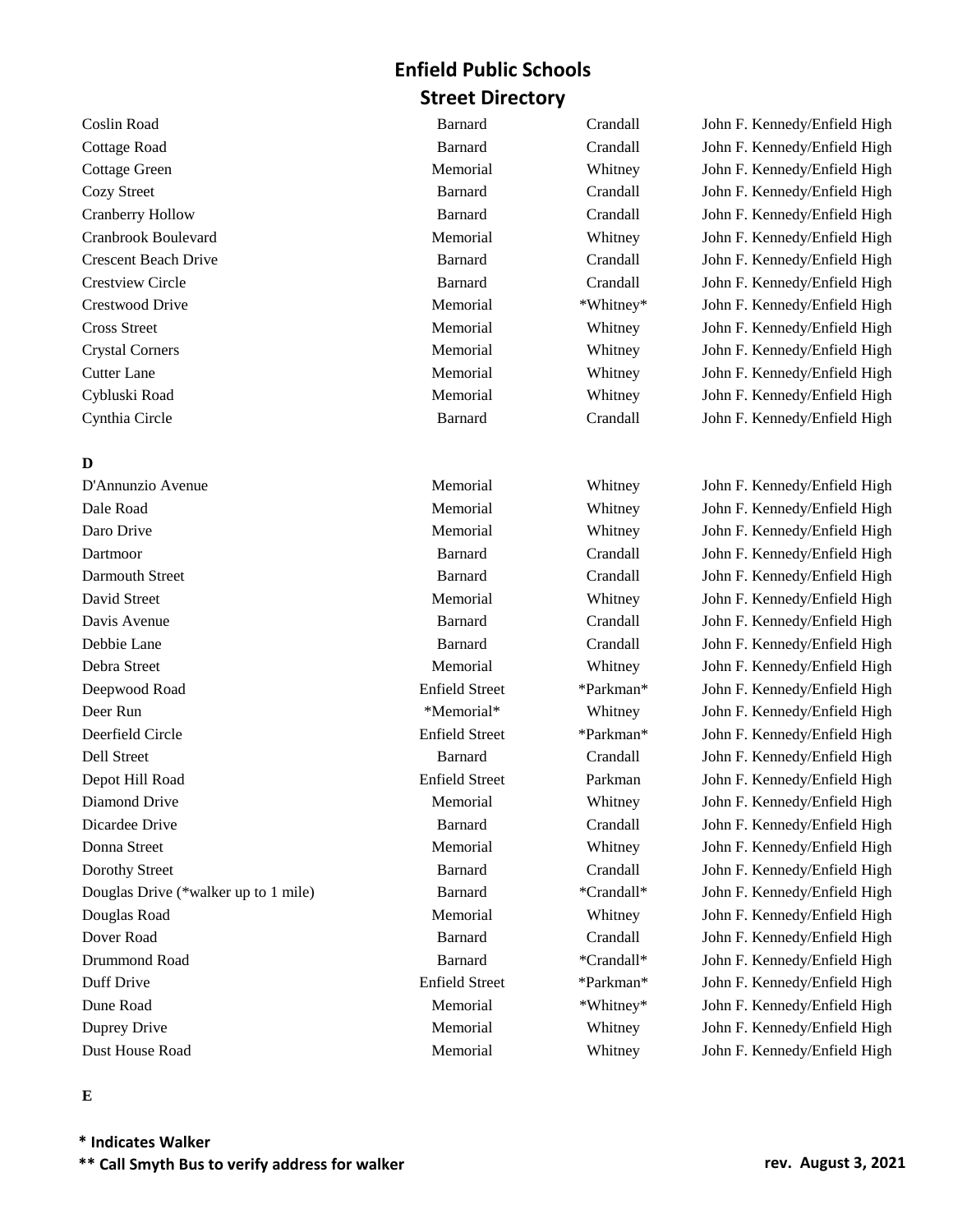# Enfield Public Schools
## Street Directory

| | | | |
|---|---|---|---|
| Coslin Road | Barnard | Crandall | John F. Kennedy/Enfield High |
| Cottage Road | Barnard | Crandall | John F. Kennedy/Enfield High |
| Cottage Green | Memorial | Whitney | John F. Kennedy/Enfield High |
| Cozy Street | Barnard | Crandall | John F. Kennedy/Enfield High |
| Cranberry Hollow | Barnard | Crandall | John F. Kennedy/Enfield High |
| Cranbrook Boulevard | Memorial | Whitney | John F. Kennedy/Enfield High |
| Crescent Beach Drive | Barnard | Crandall | John F. Kennedy/Enfield High |
| Crestview Circle | Barnard | Crandall | John F. Kennedy/Enfield High |
| Crestwood Drive | Memorial | *Whitney* | John F. Kennedy/Enfield High |
| Cross Street | Memorial | Whitney | John F. Kennedy/Enfield High |
| Crystal Corners | Memorial | Whitney | John F. Kennedy/Enfield High |
| Cutter Lane | Memorial | Whitney | John F. Kennedy/Enfield High |
| Cybluski Road | Memorial | Whitney | John F. Kennedy/Enfield High |
| Cynthia Circle | Barnard | Crandall | John F. Kennedy/Enfield High |

**D**

| | | | |
|---|---|---|---|
| D'Annunzio Avenue | Memorial | Whitney | John F. Kennedy/Enfield High |
| Dale Road | Memorial | Whitney | John F. Kennedy/Enfield High |
| Daro Drive | Memorial | Whitney | John F. Kennedy/Enfield High |
| Dartmoor | Barnard | Crandall | John F. Kennedy/Enfield High |
| Darmouth Street | Barnard | Crandall | John F. Kennedy/Enfield High |
| David Street | Memorial | Whitney | John F. Kennedy/Enfield High |
| Davis Avenue | Barnard | Crandall | John F. Kennedy/Enfield High |
| Debbie Lane | Barnard | Crandall | John F. Kennedy/Enfield High |
| Debra Street | Memorial | Whitney | John F. Kennedy/Enfield High |
| Deepwood Road | Enfield Street | *Parkman* | John F. Kennedy/Enfield High |
| Deer Run | *Memorial* | Whitney | John F. Kennedy/Enfield High |
| Deerfield Circle | Enfield Street | *Parkman* | John F. Kennedy/Enfield High |
| Dell Street | Barnard | Crandall | John F. Kennedy/Enfield High |
| Depot Hill Road | Enfield Street | Parkman | John F. Kennedy/Enfield High |
| Diamond Drive | Memorial | Whitney | John F. Kennedy/Enfield High |
| Dicardee Drive | Barnard | Crandall | John F. Kennedy/Enfield High |
| Donna Street | Memorial | Whitney | John F. Kennedy/Enfield High |
| Dorothy Street | Barnard | Crandall | John F. Kennedy/Enfield High |
| Douglas Drive (*walker up to 1 mile) | Barnard | *Crandall* | John F. Kennedy/Enfield High |
| Douglas Road | Memorial | Whitney | John F. Kennedy/Enfield High |
| Dover Road | Barnard | Crandall | John F. Kennedy/Enfield High |
| Drummond Road | Barnard | *Crandall* | John F. Kennedy/Enfield High |
| Duff Drive | Enfield Street | *Parkman* | John F. Kennedy/Enfield High |
| Dune Road | Memorial | *Whitney* | John F. Kennedy/Enfield High |
| Duprey Drive | Memorial | Whitney | John F. Kennedy/Enfield High |
| Dust House Road | Memorial | Whitney | John F. Kennedy/Enfield High |

**E**

**\* Indicates Walker**

**\*\* Call Smyth Bus to verify address for walker**

**rev. August 3, 2021**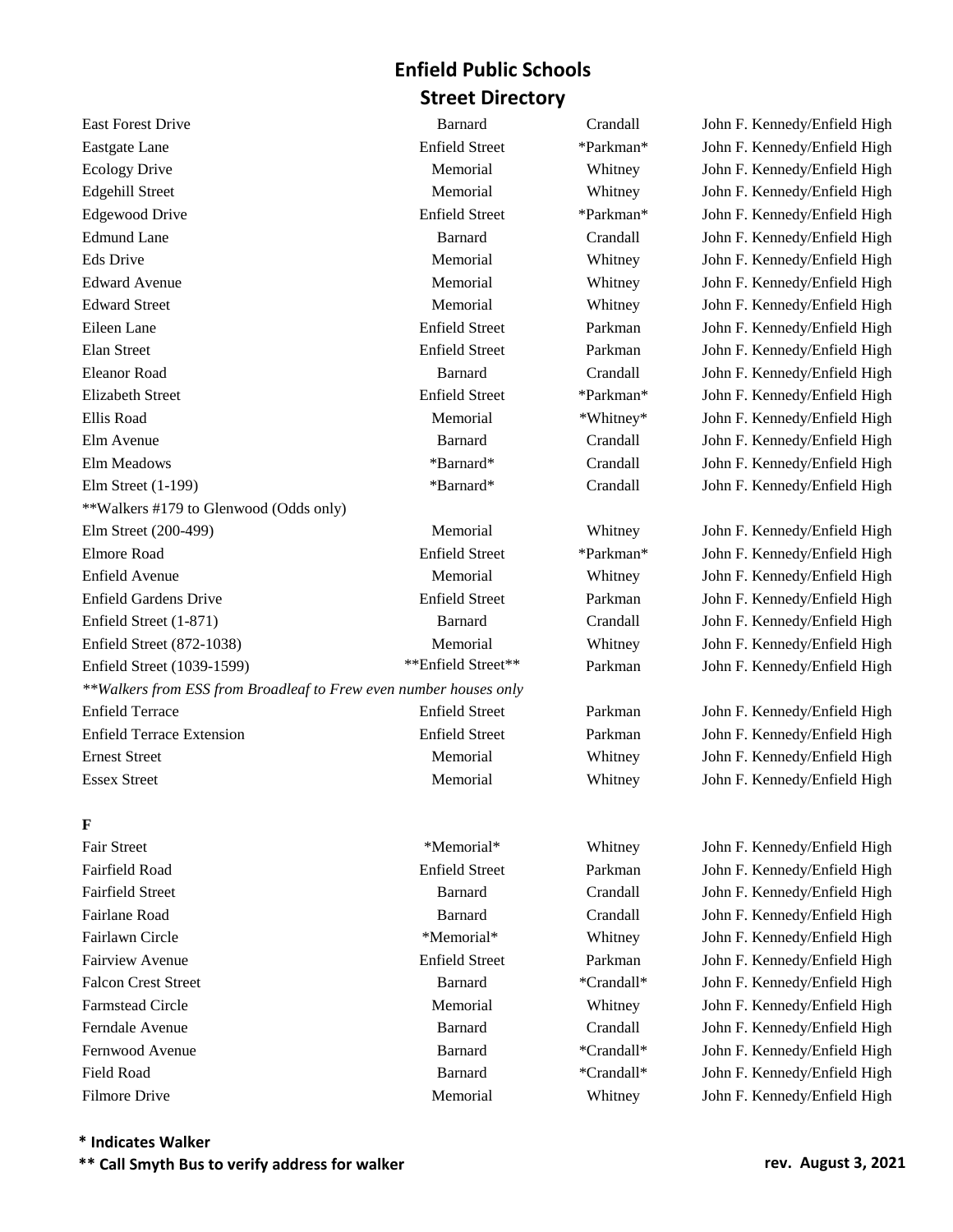# Enfield Public Schools
## Street Directory

| | | | |
|---|---|---|---|
| East Forest Drive | Barnard | Crandall | John F. Kennedy/Enfield High |
| Eastgate Lane | Enfield Street | *Parkman* | John F. Kennedy/Enfield High |
| Ecology Drive | Memorial | Whitney | John F. Kennedy/Enfield High |
| Edgehill Street | Memorial | Whitney | John F. Kennedy/Enfield High |
| Edgewood Drive | Enfield Street | *Parkman* | John F. Kennedy/Enfield High |
| Edmund Lane | Barnard | Crandall | John F. Kennedy/Enfield High |
| Eds Drive | Memorial | Whitney | John F. Kennedy/Enfield High |
| Edward Avenue | Memorial | Whitney | John F. Kennedy/Enfield High |
| Edward Street | Memorial | Whitney | John F. Kennedy/Enfield High |
| Eileen Lane | Enfield Street | Parkman | John F. Kennedy/Enfield High |
| Elan Street | Enfield Street | Parkman | John F. Kennedy/Enfield High |
| Eleanor Road | Barnard | Crandall | John F. Kennedy/Enfield High |
| Elizabeth Street | Enfield Street | *Parkman* | John F. Kennedy/Enfield High |
| Ellis Road | Memorial | *Whitney* | John F. Kennedy/Enfield High |
| Elm Avenue | Barnard | Crandall | John F. Kennedy/Enfield High |
| Elm Meadows | *Barnard* | Crandall | John F. Kennedy/Enfield High |
| Elm Street (1-199) | *Barnard* | Crandall | John F. Kennedy/Enfield High |
| **Walkers #179 to Glenwood (Odds only) | | | |
| Elm Street (200-499) | Memorial | Whitney | John F. Kennedy/Enfield High |
| Elmore Road | Enfield Street | *Parkman* | John F. Kennedy/Enfield High |
| Enfield Avenue | Memorial | Whitney | John F. Kennedy/Enfield High |
| Enfield Gardens Drive | Enfield Street | Parkman | John F. Kennedy/Enfield High |
| Enfield Street (1-871) | Barnard | Crandall | John F. Kennedy/Enfield High |
| Enfield Street (872-1038) | Memorial | Whitney | John F. Kennedy/Enfield High |
| Enfield Street (1039-1599) | **Enfield Street** | Parkman | John F. Kennedy/Enfield High |
| *\*\*Walkers from ESS from Broadleaf to Frew even number houses only* | | | |
| Enfield Terrace | Enfield Street | Parkman | John F. Kennedy/Enfield High |
| Enfield Terrace Extension | Enfield Street | Parkman | John F. Kennedy/Enfield High |
| Ernest Street | Memorial | Whitney | John F. Kennedy/Enfield High |
| Essex Street | Memorial | Whitney | John F. Kennedy/Enfield High |

**F**

| | | | |
|---|---|---|---|
| Fair Street | *Memorial* | Whitney | John F. Kennedy/Enfield High |
| Fairfield Road | Enfield Street | Parkman | John F. Kennedy/Enfield High |
| Fairfield Street | Barnard | Crandall | John F. Kennedy/Enfield High |
| Fairlane Road | Barnard | Crandall | John F. Kennedy/Enfield High |
| Fairlawn Circle | *Memorial* | Whitney | John F. Kennedy/Enfield High |
| Fairview Avenue | Enfield Street | Parkman | John F. Kennedy/Enfield High |
| Falcon Crest Street | Barnard | *Crandall* | John F. Kennedy/Enfield High |
| Farmstead Circle | Memorial | Whitney | John F. Kennedy/Enfield High |
| Ferndale Avenue | Barnard | Crandall | John F. Kennedy/Enfield High |
| Fernwood Avenue | Barnard | *Crandall* | John F. Kennedy/Enfield High |
| Field Road | Barnard | *Crandall* | John F. Kennedy/Enfield High |
| Filmore Drive | Memorial | Whitney | John F. Kennedy/Enfield High |

**\* Indicates Walker**

**\*\* Call Smyth Bus to verify address for walker**

**rev. August 3, 2021**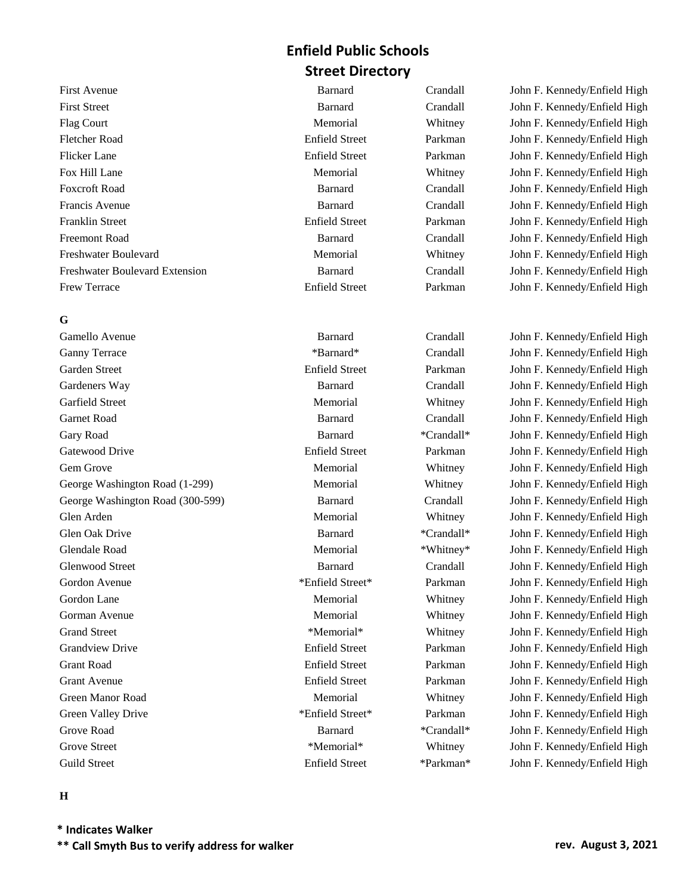# Enfield Public Schools
## Street Directory

| | | | |
|---|---|---|---|
| First Avenue | Barnard | Crandall | John F. Kennedy/Enfield High |
| First Street | Barnard | Crandall | John F. Kennedy/Enfield High |
| Flag Court | Memorial | Whitney | John F. Kennedy/Enfield High |
| Fletcher Road | Enfield Street | Parkman | John F. Kennedy/Enfield High |
| Flicker Lane | Enfield Street | Parkman | John F. Kennedy/Enfield High |
| Fox Hill Lane | Memorial | Whitney | John F. Kennedy/Enfield High |
| Foxcroft Road | Barnard | Crandall | John F. Kennedy/Enfield High |
| Francis Avenue | Barnard | Crandall | John F. Kennedy/Enfield High |
| Franklin Street | Enfield Street | Parkman | John F. Kennedy/Enfield High |
| Freemont Road | Barnard | Crandall | John F. Kennedy/Enfield High |
| Freshwater Boulevard | Memorial | Whitney | John F. Kennedy/Enfield High |
| Freshwater Boulevard Extension | Barnard | Crandall | John F. Kennedy/Enfield High |
| Frew Terrace | Enfield Street | Parkman | John F. Kennedy/Enfield High |

**G**

| | | | |
|---|---|---|---|
| Gamello Avenue | Barnard | Crandall | John F. Kennedy/Enfield High |
| Ganny Terrace | *Barnard* | Crandall | John F. Kennedy/Enfield High |
| Garden Street | Enfield Street | Parkman | John F. Kennedy/Enfield High |
| Gardeners Way | Barnard | Crandall | John F. Kennedy/Enfield High |
| Garfield Street | Memorial | Whitney | John F. Kennedy/Enfield High |
| Garnet Road | Barnard | Crandall | John F. Kennedy/Enfield High |
| Gary Road | Barnard | *Crandall* | John F. Kennedy/Enfield High |
| Gatewood Drive | Enfield Street | Parkman | John F. Kennedy/Enfield High |
| Gem Grove | Memorial | Whitney | John F. Kennedy/Enfield High |
| George Washington Road (1-299) | Memorial | Whitney | John F. Kennedy/Enfield High |
| George Washington Road (300-599) | Barnard | Crandall | John F. Kennedy/Enfield High |
| Glen Arden | Memorial | Whitney | John F. Kennedy/Enfield High |
| Glen Oak Drive | Barnard | *Crandall* | John F. Kennedy/Enfield High |
| Glendale Road | Memorial | *Whitney* | John F. Kennedy/Enfield High |
| Glenwood Street | Barnard | Crandall | John F. Kennedy/Enfield High |
| Gordon Avenue | *Enfield Street* | Parkman | John F. Kennedy/Enfield High |
| Gordon Lane | Memorial | Whitney | John F. Kennedy/Enfield High |
| Gorman Avenue | Memorial | Whitney | John F. Kennedy/Enfield High |
| Grand Street | *Memorial* | Whitney | John F. Kennedy/Enfield High |
| Grandview Drive | Enfield Street | Parkman | John F. Kennedy/Enfield High |
| Grant Road | Enfield Street | Parkman | John F. Kennedy/Enfield High |
| Grant Avenue | Enfield Street | Parkman | John F. Kennedy/Enfield High |
| Green Manor Road | Memorial | Whitney | John F. Kennedy/Enfield High |
| Green Valley Drive | *Enfield Street* | Parkman | John F. Kennedy/Enfield High |
| Grove Road | Barnard | *Crandall* | John F. Kennedy/Enfield High |
| Grove Street | *Memorial* | Whitney | John F. Kennedy/Enfield High |
| Guild Street | Enfield Street | *Parkman* | John F. Kennedy/Enfield High |

**H**

**\* Indicates Walker**

**\*\* Call Smyth Bus to verify address for walker**

**rev. August 3, 2021**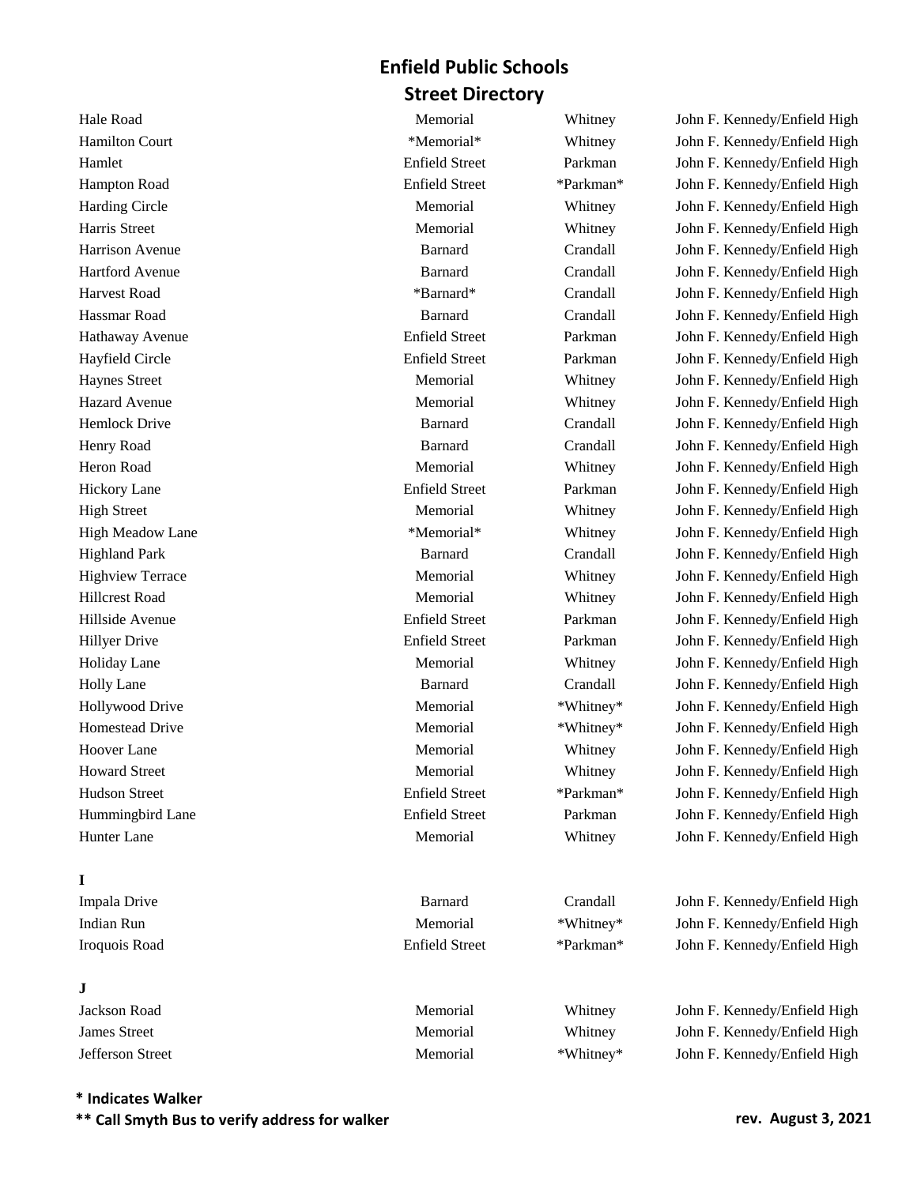# Enfield Public Schools
## Street Directory

| Street | | | |
|---|---|---|---|
| Hale Road | Memorial | Whitney | John F. Kennedy/Enfield High |
| Hamilton Court | *Memorial* | Whitney | John F. Kennedy/Enfield High |
| Hamlet | Enfield Street | Parkman | John F. Kennedy/Enfield High |
| Hampton Road | Enfield Street | *Parkman* | John F. Kennedy/Enfield High |
| Harding Circle | Memorial | Whitney | John F. Kennedy/Enfield High |
| Harris Street | Memorial | Whitney | John F. Kennedy/Enfield High |
| Harrison Avenue | Barnard | Crandall | John F. Kennedy/Enfield High |
| Hartford Avenue | Barnard | Crandall | John F. Kennedy/Enfield High |
| Harvest Road | *Barnard* | Crandall | John F. Kennedy/Enfield High |
| Hassmar Road | Barnard | Crandall | John F. Kennedy/Enfield High |
| Hathaway Avenue | Enfield Street | Parkman | John F. Kennedy/Enfield High |
| Hayfield Circle | Enfield Street | Parkman | John F. Kennedy/Enfield High |
| Haynes Street | Memorial | Whitney | John F. Kennedy/Enfield High |
| Hazard Avenue | Memorial | Whitney | John F. Kennedy/Enfield High |
| Hemlock Drive | Barnard | Crandall | John F. Kennedy/Enfield High |
| Henry Road | Barnard | Crandall | John F. Kennedy/Enfield High |
| Heron Road | Memorial | Whitney | John F. Kennedy/Enfield High |
| Hickory Lane | Enfield Street | Parkman | John F. Kennedy/Enfield High |
| High Street | Memorial | Whitney | John F. Kennedy/Enfield High |
| High Meadow Lane | *Memorial* | Whitney | John F. Kennedy/Enfield High |
| Highland Park | Barnard | Crandall | John F. Kennedy/Enfield High |
| Highview Terrace | Memorial | Whitney | John F. Kennedy/Enfield High |
| Hillcrest Road | Memorial | Whitney | John F. Kennedy/Enfield High |
| Hillside Avenue | Enfield Street | Parkman | John F. Kennedy/Enfield High |
| Hillyer Drive | Enfield Street | Parkman | John F. Kennedy/Enfield High |
| Holiday Lane | Memorial | Whitney | John F. Kennedy/Enfield High |
| Holly Lane | Barnard | Crandall | John F. Kennedy/Enfield High |
| Hollywood Drive | Memorial | *Whitney* | John F. Kennedy/Enfield High |
| Homestead Drive | Memorial | *Whitney* | John F. Kennedy/Enfield High |
| Hoover Lane | Memorial | Whitney | John F. Kennedy/Enfield High |
| Howard Street | Memorial | Whitney | John F. Kennedy/Enfield High |
| Hudson Street | Enfield Street | *Parkman* | John F. Kennedy/Enfield High |
| Hummingbird Lane | Enfield Street | Parkman | John F. Kennedy/Enfield High |
| Hunter Lane | Memorial | Whitney | John F. Kennedy/Enfield High |
| **I** | | | |
| Impala Drive | Barnard | Crandall | John F. Kennedy/Enfield High |
| Indian Run | Memorial | *Whitney* | John F. Kennedy/Enfield High |
| Iroquois Road | Enfield Street | *Parkman* | John F. Kennedy/Enfield High |
| **J** | | | |
| Jackson Road | Memorial | Whitney | John F. Kennedy/Enfield High |
| James Street | Memorial | Whitney | John F. Kennedy/Enfield High |
| Jefferson Street | Memorial | *Whitney* | John F. Kennedy/Enfield High |

**\* Indicates Walker**

**\*\* Call Smyth Bus to verify address for walker**

**rev. August 3, 2021**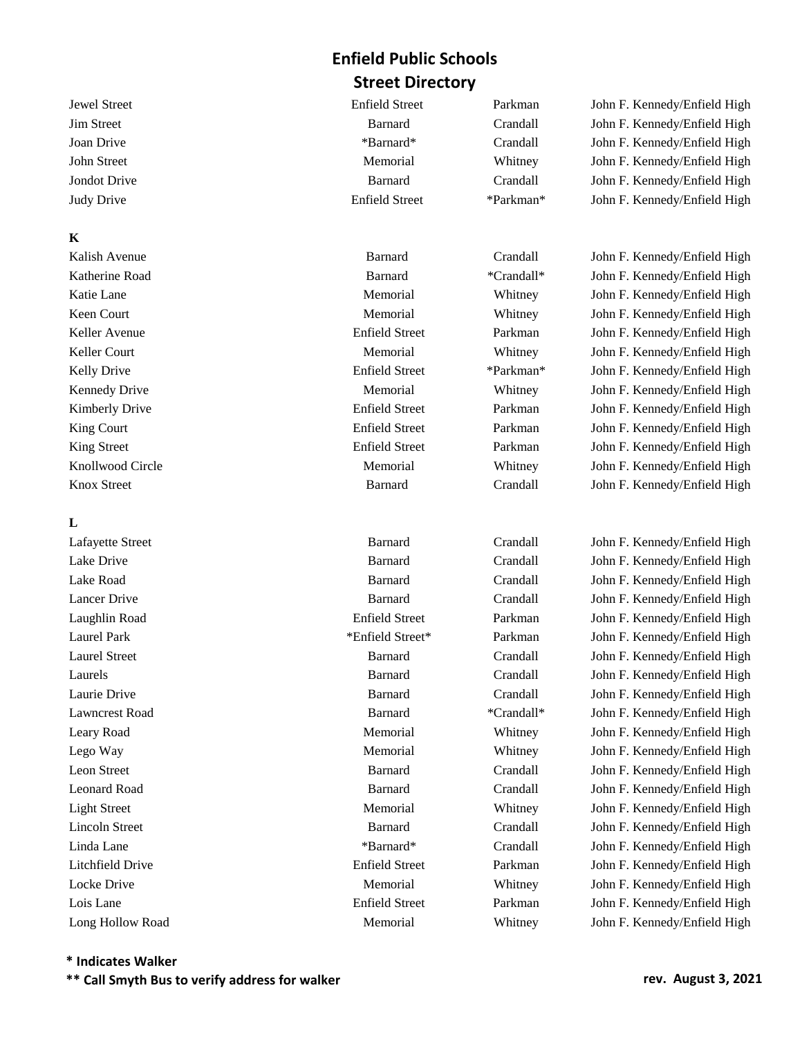# Enfield Public Schools
## Street Directory

| | | | |
|---|---|---|---|
| Jewel Street | Enfield Street | Parkman | John F. Kennedy/Enfield High |
| Jim Street | Barnard | Crandall | John F. Kennedy/Enfield High |
| Joan Drive | *Barnard* | Crandall | John F. Kennedy/Enfield High |
| John Street | Memorial | Whitney | John F. Kennedy/Enfield High |
| Jondot Drive | Barnard | Crandall | John F. Kennedy/Enfield High |
| Judy Drive | Enfield Street | *Parkman* | John F. Kennedy/Enfield High |

**K**

| | | | |
|---|---|---|---|
| Kalish Avenue | Barnard | Crandall | John F. Kennedy/Enfield High |
| Katherine Road | Barnard | *Crandall* | John F. Kennedy/Enfield High |
| Katie Lane | Memorial | Whitney | John F. Kennedy/Enfield High |
| Keen Court | Memorial | Whitney | John F. Kennedy/Enfield High |
| Keller Avenue | Enfield Street | Parkman | John F. Kennedy/Enfield High |
| Keller Court | Memorial | Whitney | John F. Kennedy/Enfield High |
| Kelly Drive | Enfield Street | *Parkman* | John F. Kennedy/Enfield High |
| Kennedy Drive | Memorial | Whitney | John F. Kennedy/Enfield High |
| Kimberly Drive | Enfield Street | Parkman | John F. Kennedy/Enfield High |
| King Court | Enfield Street | Parkman | John F. Kennedy/Enfield High |
| King Street | Enfield Street | Parkman | John F. Kennedy/Enfield High |
| Knollwood Circle | Memorial | Whitney | John F. Kennedy/Enfield High |
| Knox Street | Barnard | Crandall | John F. Kennedy/Enfield High |

**L**

| | | | |
|---|---|---|---|
| Lafayette Street | Barnard | Crandall | John F. Kennedy/Enfield High |
| Lake Drive | Barnard | Crandall | John F. Kennedy/Enfield High |
| Lake Road | Barnard | Crandall | John F. Kennedy/Enfield High |
| Lancer Drive | Barnard | Crandall | John F. Kennedy/Enfield High |
| Laughlin Road | Enfield Street | Parkman | John F. Kennedy/Enfield High |
| Laurel Park | *Enfield Street* | Parkman | John F. Kennedy/Enfield High |
| Laurel Street | Barnard | Crandall | John F. Kennedy/Enfield High |
| Laurels | Barnard | Crandall | John F. Kennedy/Enfield High |
| Laurie Drive | Barnard | Crandall | John F. Kennedy/Enfield High |
| Lawncrest Road | Barnard | *Crandall* | John F. Kennedy/Enfield High |
| Leary Road | Memorial | Whitney | John F. Kennedy/Enfield High |
| Lego Way | Memorial | Whitney | John F. Kennedy/Enfield High |
| Leon Street | Barnard | Crandall | John F. Kennedy/Enfield High |
| Leonard Road | Barnard | Crandall | John F. Kennedy/Enfield High |
| Light Street | Memorial | Whitney | John F. Kennedy/Enfield High |
| Lincoln Street | Barnard | Crandall | John F. Kennedy/Enfield High |
| Linda Lane | *Barnard* | Crandall | John F. Kennedy/Enfield High |
| Litchfield Drive | Enfield Street | Parkman | John F. Kennedy/Enfield High |
| Locke Drive | Memorial | Whitney | John F. Kennedy/Enfield High |
| Lois Lane | Enfield Street | Parkman | John F. Kennedy/Enfield High |
| Long Hollow Road | Memorial | Whitney | John F. Kennedy/Enfield High |

**\* Indicates Walker**

**\*\* Call Smyth Bus to verify address for walker**

**rev. August 3, 2021**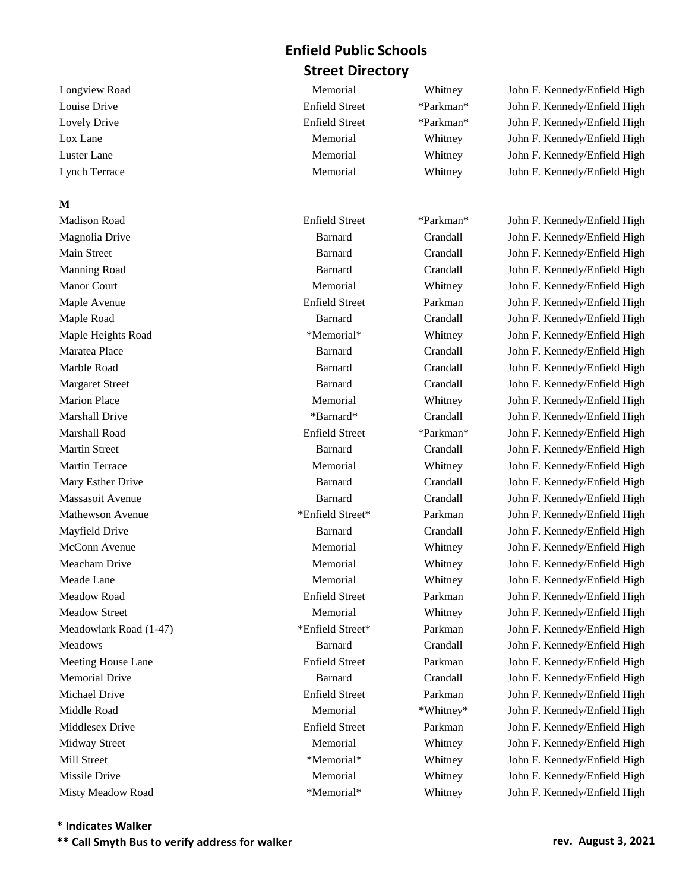# Enfield Public Schools
## Street Directory

| | | | |
|---|---|---|---|
| Longview Road | Memorial | Whitney | John F. Kennedy/Enfield High |
| Louise Drive | Enfield Street | *Parkman* | John F. Kennedy/Enfield High |
| Lovely Drive | Enfield Street | *Parkman* | John F. Kennedy/Enfield High |
| Lox Lane | Memorial | Whitney | John F. Kennedy/Enfield High |
| Luster Lane | Memorial | Whitney | John F. Kennedy/Enfield High |
| Lynch Terrace | Memorial | Whitney | John F. Kennedy/Enfield High |
| **M** | | | |
| Madison Road | Enfield Street | *Parkman* | John F. Kennedy/Enfield High |
| Magnolia Drive | Barnard | Crandall | John F. Kennedy/Enfield High |
| Main Street | Barnard | Crandall | John F. Kennedy/Enfield High |
| Manning Road | Barnard | Crandall | John F. Kennedy/Enfield High |
| Manor Court | Memorial | Whitney | John F. Kennedy/Enfield High |
| Maple Avenue | Enfield Street | Parkman | John F. Kennedy/Enfield High |
| Maple Road | Barnard | Crandall | John F. Kennedy/Enfield High |
| Maple Heights Road | *Memorial* | Whitney | John F. Kennedy/Enfield High |
| Maratea Place | Barnard | Crandall | John F. Kennedy/Enfield High |
| Marble Road | Barnard | Crandall | John F. Kennedy/Enfield High |
| Margaret Street | Barnard | Crandall | John F. Kennedy/Enfield High |
| Marion Place | Memorial | Whitney | John F. Kennedy/Enfield High |
| Marshall Drive | *Barnard* | Crandall | John F. Kennedy/Enfield High |
| Marshall Road | Enfield Street | *Parkman* | John F. Kennedy/Enfield High |
| Martin Street | Barnard | Crandall | John F. Kennedy/Enfield High |
| Martin Terrace | Memorial | Whitney | John F. Kennedy/Enfield High |
| Mary Esther Drive | Barnard | Crandall | John F. Kennedy/Enfield High |
| Massasoit Avenue | Barnard | Crandall | John F. Kennedy/Enfield High |
| Mathewson Avenue | *Enfield Street* | Parkman | John F. Kennedy/Enfield High |
| Mayfield Drive | Barnard | Crandall | John F. Kennedy/Enfield High |
| McConn Avenue | Memorial | Whitney | John F. Kennedy/Enfield High |
| Meacham Drive | Memorial | Whitney | John F. Kennedy/Enfield High |
| Meade Lane | Memorial | Whitney | John F. Kennedy/Enfield High |
| Meadow Road | Enfield Street | Parkman | John F. Kennedy/Enfield High |
| Meadow Street | Memorial | Whitney | John F. Kennedy/Enfield High |
| Meadowlark Road (1-47) | *Enfield Street* | Parkman | John F. Kennedy/Enfield High |
| Meadows | Barnard | Crandall | John F. Kennedy/Enfield High |
| Meeting House Lane | Enfield Street | Parkman | John F. Kennedy/Enfield High |
| Memorial Drive | Barnard | Crandall | John F. Kennedy/Enfield High |
| Michael Drive | Enfield Street | Parkman | John F. Kennedy/Enfield High |
| Middle Road | Memorial | *Whitney* | John F. Kennedy/Enfield High |
| Middlesex Drive | Enfield Street | Parkman | John F. Kennedy/Enfield High |
| Midway Street | Memorial | Whitney | John F. Kennedy/Enfield High |
| Mill Street | *Memorial* | Whitney | John F. Kennedy/Enfield High |
| Missile Drive | Memorial | Whitney | John F. Kennedy/Enfield High |
| Misty Meadow Road | *Memorial* | Whitney | John F. Kennedy/Enfield High |

**\* Indicates Walker**

**\*\* Call Smyth Bus to verify address for walker**

**rev. August 3, 2021**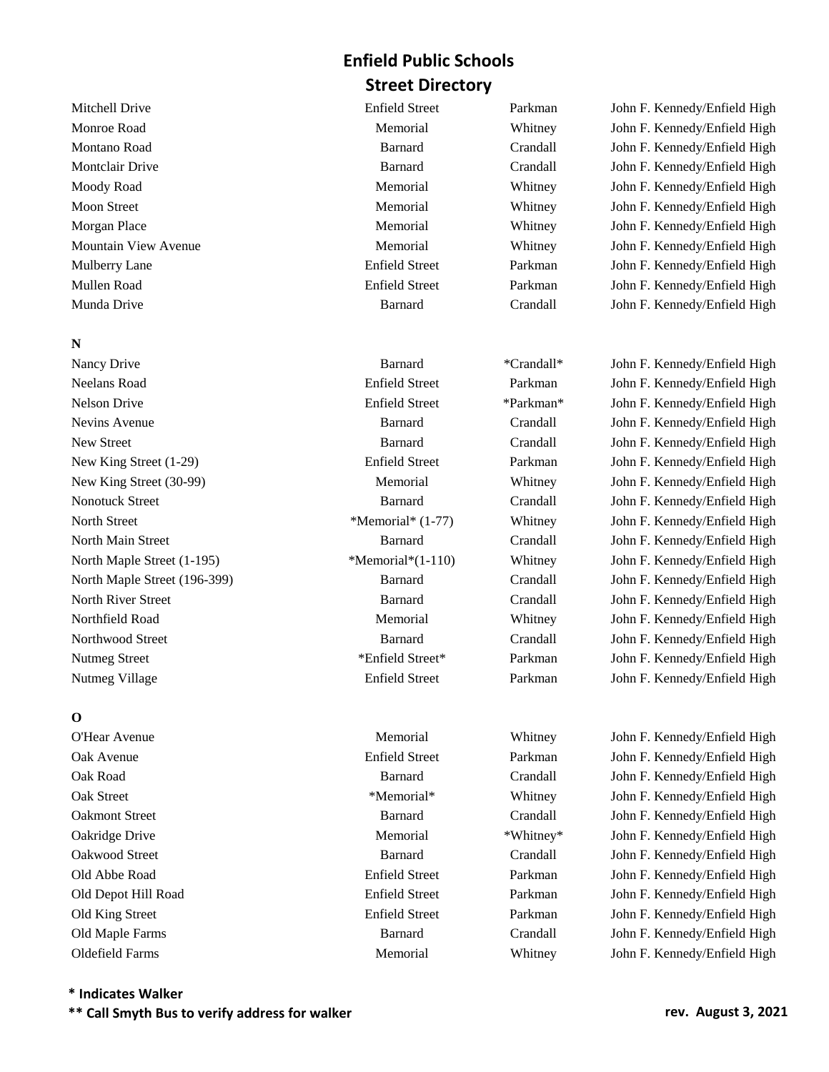# Enfield Public Schools
## Street Directory

| | | | |
|---|---|---|---|
| Mitchell Drive | Enfield Street | Parkman | John F. Kennedy/Enfield High |
| Monroe Road | Memorial | Whitney | John F. Kennedy/Enfield High |
| Montano Road | Barnard | Crandall | John F. Kennedy/Enfield High |
| Montclair Drive | Barnard | Crandall | John F. Kennedy/Enfield High |
| Moody Road | Memorial | Whitney | John F. Kennedy/Enfield High |
| Moon Street | Memorial | Whitney | John F. Kennedy/Enfield High |
| Morgan Place | Memorial | Whitney | John F. Kennedy/Enfield High |
| Mountain View Avenue | Memorial | Whitney | John F. Kennedy/Enfield High |
| Mulberry Lane | Enfield Street | Parkman | John F. Kennedy/Enfield High |
| Mullen Road | Enfield Street | Parkman | John F. Kennedy/Enfield High |
| Munda Drive | Barnard | Crandall | John F. Kennedy/Enfield High |
| **N** | | | |
| Nancy Drive | Barnard | *Crandall* | John F. Kennedy/Enfield High |
| Neelans Road | Enfield Street | Parkman | John F. Kennedy/Enfield High |
| Nelson Drive | Enfield Street | *Parkman* | John F. Kennedy/Enfield High |
| Nevins Avenue | Barnard | Crandall | John F. Kennedy/Enfield High |
| New Street | Barnard | Crandall | John F. Kennedy/Enfield High |
| New King Street (1-29) | Enfield Street | Parkman | John F. Kennedy/Enfield High |
| New King Street (30-99) | Memorial | Whitney | John F. Kennedy/Enfield High |
| Nonotuck Street | Barnard | Crandall | John F. Kennedy/Enfield High |
| North Street | *Memorial* (1-77) | Whitney | John F. Kennedy/Enfield High |
| North Main Street | Barnard | Crandall | John F. Kennedy/Enfield High |
| North Maple Street (1-195) | *Memorial*(1-110) | Whitney | John F. Kennedy/Enfield High |
| North Maple Street (196-399) | Barnard | Crandall | John F. Kennedy/Enfield High |
| North River Street | Barnard | Crandall | John F. Kennedy/Enfield High |
| Northfield Road | Memorial | Whitney | John F. Kennedy/Enfield High |
| Northwood Street | Barnard | Crandall | John F. Kennedy/Enfield High |
| Nutmeg Street | *Enfield Street* | Parkman | John F. Kennedy/Enfield High |
| Nutmeg Village | Enfield Street | Parkman | John F. Kennedy/Enfield High |
| **O** | | | |
| O'Hear Avenue | Memorial | Whitney | John F. Kennedy/Enfield High |
| Oak Avenue | Enfield Street | Parkman | John F. Kennedy/Enfield High |
| Oak Road | Barnard | Crandall | John F. Kennedy/Enfield High |
| Oak Street | *Memorial* | Whitney | John F. Kennedy/Enfield High |
| Oakmont Street | Barnard | Crandall | John F. Kennedy/Enfield High |
| Oakridge Drive | Memorial | *Whitney* | John F. Kennedy/Enfield High |
| Oakwood Street | Barnard | Crandall | John F. Kennedy/Enfield High |
| Old Abbe Road | Enfield Street | Parkman | John F. Kennedy/Enfield High |
| Old Depot Hill Road | Enfield Street | Parkman | John F. Kennedy/Enfield High |
| Old King Street | Enfield Street | Parkman | John F. Kennedy/Enfield High |
| Old Maple Farms | Barnard | Crandall | John F. Kennedy/Enfield High |
| Oldefield Farms | Memorial | Whitney | John F. Kennedy/Enfield High |

**\* Indicates Walker**

**\*\* Call Smyth Bus to verify address for walker**

**rev. August 3, 2021**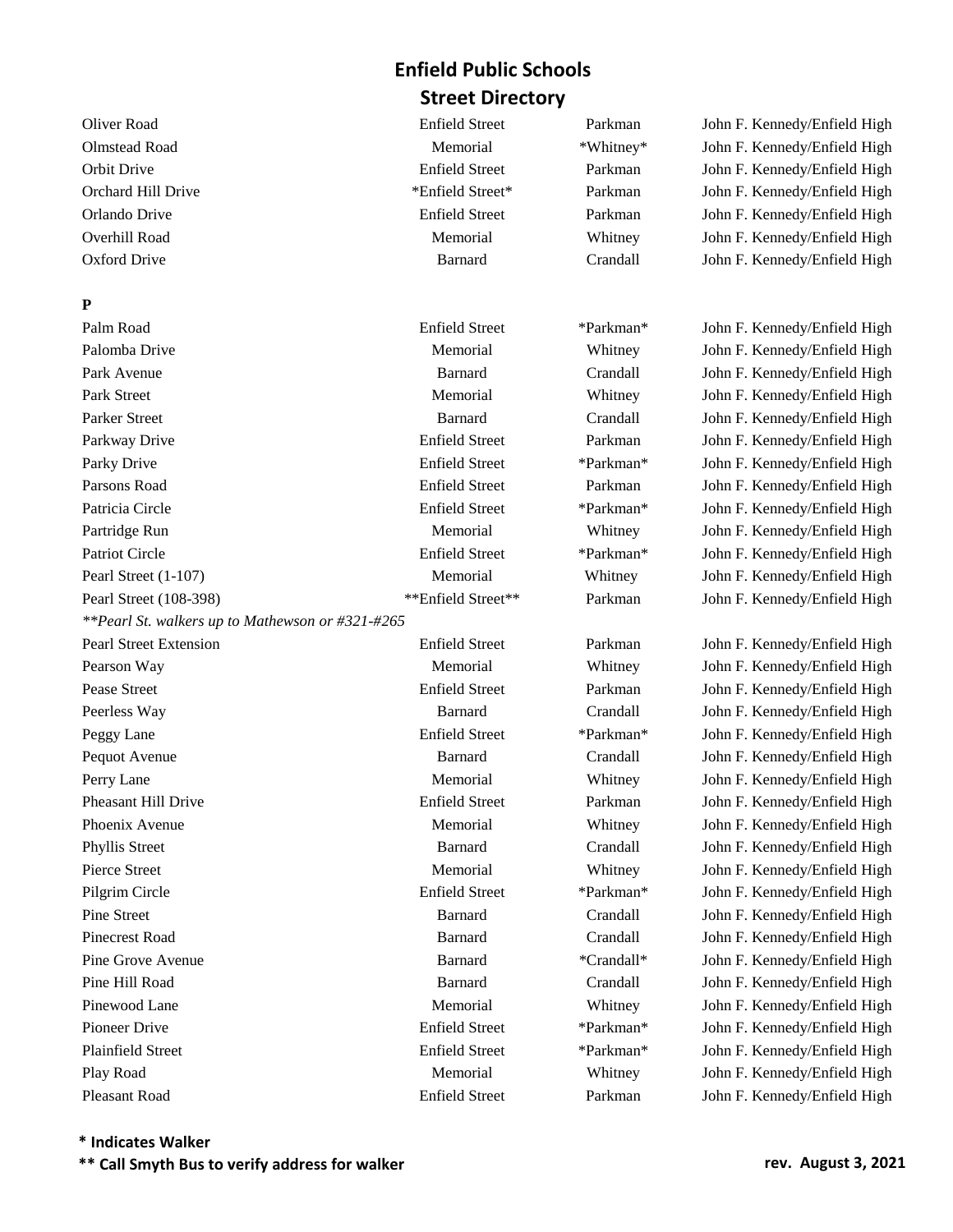# Enfield Public Schools
## Street Directory

| | | | |
|---|---|---|---|
| Oliver Road | Enfield Street | Parkman | John F. Kennedy/Enfield High |
| Olmstead Road | Memorial | *Whitney* | John F. Kennedy/Enfield High |
| Orbit Drive | Enfield Street | Parkman | John F. Kennedy/Enfield High |
| Orchard Hill Drive | *Enfield Street* | Parkman | John F. Kennedy/Enfield High |
| Orlando Drive | Enfield Street | Parkman | John F. Kennedy/Enfield High |
| Overhill Road | Memorial | Whitney | John F. Kennedy/Enfield High |
| Oxford Drive | Barnard | Crandall | John F. Kennedy/Enfield High |

**P**

| | | | |
|---|---|---|---|
| Palm Road | Enfield Street | *Parkman* | John F. Kennedy/Enfield High |
| Palomba Drive | Memorial | Whitney | John F. Kennedy/Enfield High |
| Park Avenue | Barnard | Crandall | John F. Kennedy/Enfield High |
| Park Street | Memorial | Whitney | John F. Kennedy/Enfield High |
| Parker Street | Barnard | Crandall | John F. Kennedy/Enfield High |
| Parkway Drive | Enfield Street | Parkman | John F. Kennedy/Enfield High |
| Parky Drive | Enfield Street | *Parkman* | John F. Kennedy/Enfield High |
| Parsons Road | Enfield Street | Parkman | John F. Kennedy/Enfield High |
| Patricia Circle | Enfield Street | *Parkman* | John F. Kennedy/Enfield High |
| Partridge Run | Memorial | Whitney | John F. Kennedy/Enfield High |
| Patriot Circle | Enfield Street | *Parkman* | John F. Kennedy/Enfield High |
| Pearl Street (1-107) | Memorial | Whitney | John F. Kennedy/Enfield High |
| Pearl Street (108-398) | **Enfield Street** | Parkman | John F. Kennedy/Enfield High |
| *\*\*Pearl St. walkers up to Mathewson or #321-#265* | | | |
| Pearl Street Extension | Enfield Street | Parkman | John F. Kennedy/Enfield High |
| Pearson Way | Memorial | Whitney | John F. Kennedy/Enfield High |
| Pease Street | Enfield Street | Parkman | John F. Kennedy/Enfield High |
| Peerless Way | Barnard | Crandall | John F. Kennedy/Enfield High |
| Peggy Lane | Enfield Street | *Parkman* | John F. Kennedy/Enfield High |
| Pequot Avenue | Barnard | Crandall | John F. Kennedy/Enfield High |
| Perry Lane | Memorial | Whitney | John F. Kennedy/Enfield High |
| Pheasant Hill Drive | Enfield Street | Parkman | John F. Kennedy/Enfield High |
| Phoenix Avenue | Memorial | Whitney | John F. Kennedy/Enfield High |
| Phyllis Street | Barnard | Crandall | John F. Kennedy/Enfield High |
| Pierce Street | Memorial | Whitney | John F. Kennedy/Enfield High |
| Pilgrim Circle | Enfield Street | *Parkman* | John F. Kennedy/Enfield High |
| Pine Street | Barnard | Crandall | John F. Kennedy/Enfield High |
| Pinecrest Road | Barnard | Crandall | John F. Kennedy/Enfield High |
| Pine Grove Avenue | Barnard | *Crandall* | John F. Kennedy/Enfield High |
| Pine Hill Road | Barnard | Crandall | John F. Kennedy/Enfield High |
| Pinewood Lane | Memorial | Whitney | John F. Kennedy/Enfield High |
| Pioneer Drive | Enfield Street | *Parkman* | John F. Kennedy/Enfield High |
| Plainfield Street | Enfield Street | *Parkman* | John F. Kennedy/Enfield High |
| Play Road | Memorial | Whitney | John F. Kennedy/Enfield High |
| Pleasant Road | Enfield Street | Parkman | John F. Kennedy/Enfield High |

**\* Indicates Walker**

**\*\* Call Smyth Bus to verify address for walker**

**rev. August 3, 2021**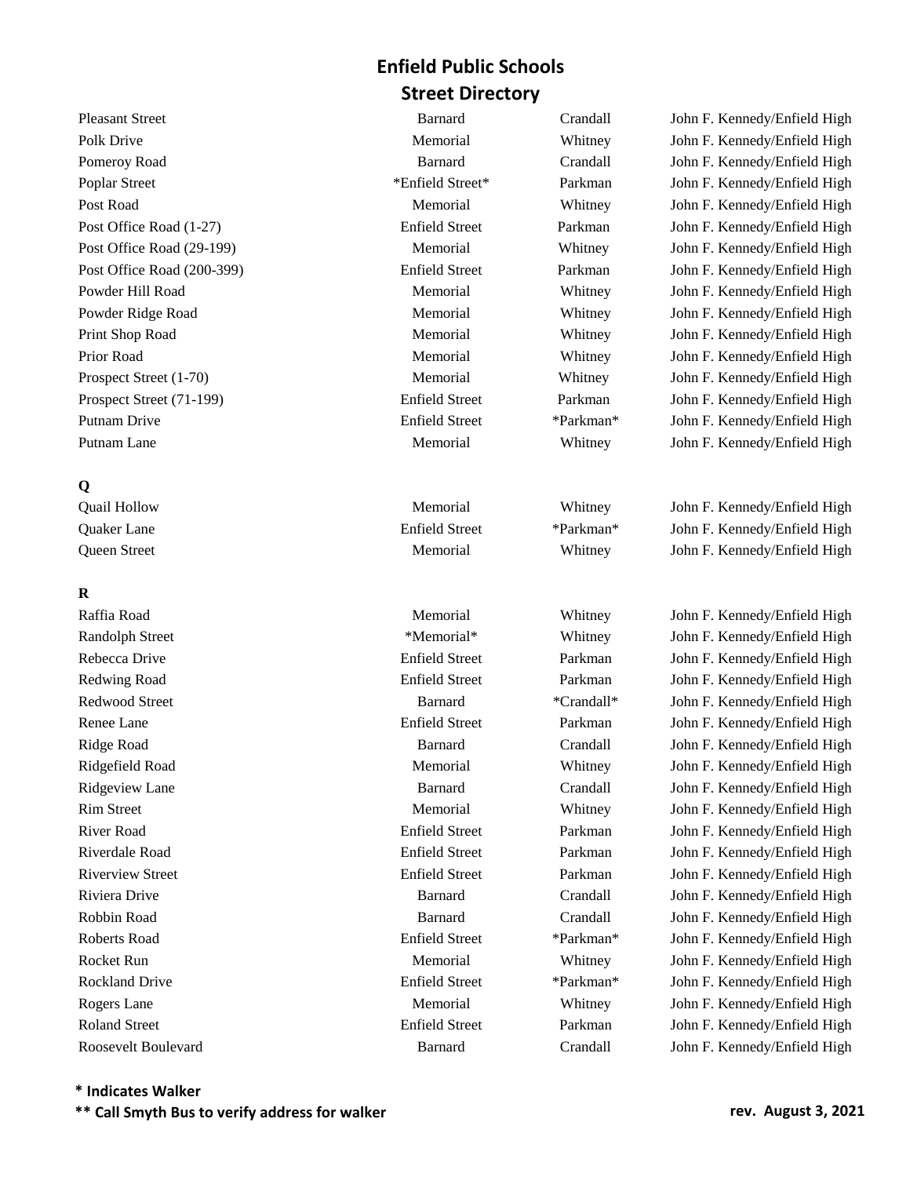# Enfield Public Schools
## Street Directory

| | | | |
|---|---|---|---|
| Pleasant Street | Barnard | Crandall | John F. Kennedy/Enfield High |
| Polk Drive | Memorial | Whitney | John F. Kennedy/Enfield High |
| Pomeroy Road | Barnard | Crandall | John F. Kennedy/Enfield High |
| Poplar Street | *Enfield Street* | Parkman | John F. Kennedy/Enfield High |
| Post Road | Memorial | Whitney | John F. Kennedy/Enfield High |
| Post Office Road (1-27) | Enfield Street | Parkman | John F. Kennedy/Enfield High |
| Post Office Road (29-199) | Memorial | Whitney | John F. Kennedy/Enfield High |
| Post Office Road (200-399) | Enfield Street | Parkman | John F. Kennedy/Enfield High |
| Powder Hill Road | Memorial | Whitney | John F. Kennedy/Enfield High |
| Powder Ridge Road | Memorial | Whitney | John F. Kennedy/Enfield High |
| Print Shop Road | Memorial | Whitney | John F. Kennedy/Enfield High |
| Prior Road | Memorial | Whitney | John F. Kennedy/Enfield High |
| Prospect Street (1-70) | Memorial | Whitney | John F. Kennedy/Enfield High |
| Prospect Street (71-199) | Enfield Street | Parkman | John F. Kennedy/Enfield High |
| Putnam Drive | Enfield Street | *Parkman* | John F. Kennedy/Enfield High |
| Putnam Lane | Memorial | Whitney | John F. Kennedy/Enfield High |
| **Q** | | | |
| Quail Hollow | Memorial | Whitney | John F. Kennedy/Enfield High |
| Quaker Lane | Enfield Street | *Parkman* | John F. Kennedy/Enfield High |
| Queen Street | Memorial | Whitney | John F. Kennedy/Enfield High |
| **R** | | | |
| Raffia Road | Memorial | Whitney | John F. Kennedy/Enfield High |
| Randolph Street | *Memorial* | Whitney | John F. Kennedy/Enfield High |
| Rebecca Drive | Enfield Street | Parkman | John F. Kennedy/Enfield High |
| Redwing Road | Enfield Street | Parkman | John F. Kennedy/Enfield High |
| Redwood Street | Barnard | *Crandall* | John F. Kennedy/Enfield High |
| Renee Lane | Enfield Street | Parkman | John F. Kennedy/Enfield High |
| Ridge Road | Barnard | Crandall | John F. Kennedy/Enfield High |
| Ridgefield Road | Memorial | Whitney | John F. Kennedy/Enfield High |
| Ridgeview Lane | Barnard | Crandall | John F. Kennedy/Enfield High |
| Rim Street | Memorial | Whitney | John F. Kennedy/Enfield High |
| River Road | Enfield Street | Parkman | John F. Kennedy/Enfield High |
| Riverdale Road | Enfield Street | Parkman | John F. Kennedy/Enfield High |
| Riverview Street | Enfield Street | Parkman | John F. Kennedy/Enfield High |
| Riviera Drive | Barnard | Crandall | John F. Kennedy/Enfield High |
| Robbin Road | Barnard | Crandall | John F. Kennedy/Enfield High |
| Roberts Road | Enfield Street | *Parkman* | John F. Kennedy/Enfield High |
| Rocket Run | Memorial | Whitney | John F. Kennedy/Enfield High |
| Rockland Drive | Enfield Street | *Parkman* | John F. Kennedy/Enfield High |
| Rogers Lane | Memorial | Whitney | John F. Kennedy/Enfield High |
| Roland Street | Enfield Street | Parkman | John F. Kennedy/Enfield High |
| Roosevelt Boulevard | Barnard | Crandall | John F. Kennedy/Enfield High |

**\* Indicates Walker**

**\*\* Call Smyth Bus to verify address for walker**

**rev. August 3, 2021**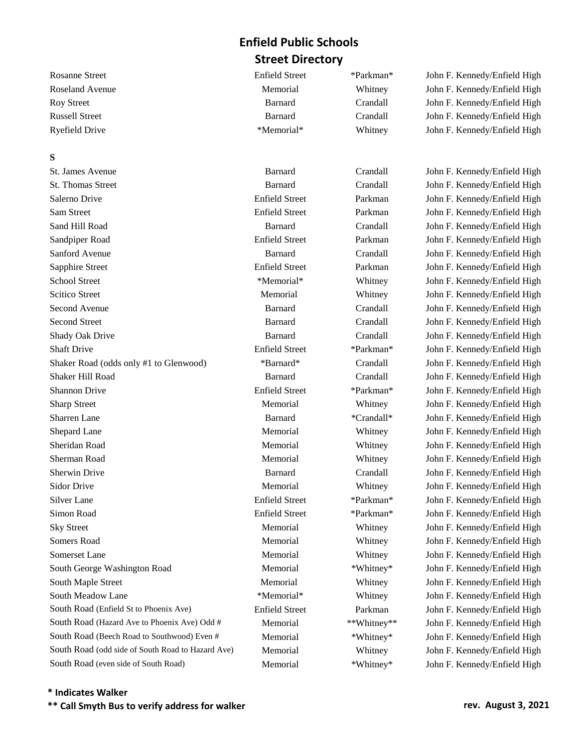# Enfield Public Schools
## Street Directory

| | | | |
|---|---|---|---|
| Rosanne Street | Enfield Street | *Parkman* | John F. Kennedy/Enfield High |
| Roseland Avenue | Memorial | Whitney | John F. Kennedy/Enfield High |
| Roy Street | Barnard | Crandall | John F. Kennedy/Enfield High |
| Russell Street | Barnard | Crandall | John F. Kennedy/Enfield High |
| Ryefield Drive | *Memorial* | Whitney | John F. Kennedy/Enfield High |
| **S** | | | |
| St. James Avenue | Barnard | Crandall | John F. Kennedy/Enfield High |
| St. Thomas Street | Barnard | Crandall | John F. Kennedy/Enfield High |
| Salerno Drive | Enfield Street | Parkman | John F. Kennedy/Enfield High |
| Sam Street | Enfield Street | Parkman | John F. Kennedy/Enfield High |
| Sand Hill Road | Barnard | Crandall | John F. Kennedy/Enfield High |
| Sandpiper Road | Enfield Street | Parkman | John F. Kennedy/Enfield High |
| Sanford Avenue | Barnard | Crandall | John F. Kennedy/Enfield High |
| Sapphire Street | Enfield Street | Parkman | John F. Kennedy/Enfield High |
| School Street | *Memorial* | Whitney | John F. Kennedy/Enfield High |
| Scitico Street | Memorial | Whitney | John F. Kennedy/Enfield High |
| Second Avenue | Barnard | Crandall | John F. Kennedy/Enfield High |
| Second Street | Barnard | Crandall | John F. Kennedy/Enfield High |
| Shady Oak Drive | Barnard | Crandall | John F. Kennedy/Enfield High |
| Shaft Drive | Enfield Street | *Parkman* | John F. Kennedy/Enfield High |
| Shaker Road (odds only #1 to Glenwood) | *Barnard* | Crandall | John F. Kennedy/Enfield High |
| Shaker Hill Road | Barnard | Crandall | John F. Kennedy/Enfield High |
| Shannon Drive | Enfield Street | *Parkman* | John F. Kennedy/Enfield High |
| Sharp Street | Memorial | Whitney | John F. Kennedy/Enfield High |
| Sharren Lane | Barnard | *Crandall* | John F. Kennedy/Enfield High |
| Shepard Lane | Memorial | Whitney | John F. Kennedy/Enfield High |
| Sheridan Road | Memorial | Whitney | John F. Kennedy/Enfield High |
| Sherman Road | Memorial | Whitney | John F. Kennedy/Enfield High |
| Sherwin Drive | Barnard | Crandall | John F. Kennedy/Enfield High |
| Sidor Drive | Memorial | Whitney | John F. Kennedy/Enfield High |
| Silver Lane | Enfield Street | *Parkman* | John F. Kennedy/Enfield High |
| Simon Road | Enfield Street | *Parkman* | John F. Kennedy/Enfield High |
| Sky Street | Memorial | Whitney | John F. Kennedy/Enfield High |
| Somers Road | Memorial | Whitney | John F. Kennedy/Enfield High |
| Somerset Lane | Memorial | Whitney | John F. Kennedy/Enfield High |
| South George Washington Road | Memorial | *Whitney* | John F. Kennedy/Enfield High |
| South Maple Street | Memorial | Whitney | John F. Kennedy/Enfield High |
| South Meadow Lane | *Memorial* | Whitney | John F. Kennedy/Enfield High |
| South Road (Enfield St to Phoenix Ave) | Enfield Street | Parkman | John F. Kennedy/Enfield High |
| South Road (Hazard Ave to Phoenix Ave) Odd # | Memorial | **Whitney** | John F. Kennedy/Enfield High |
| South Road (Beech Road to Southwood) Even # | Memorial | *Whitney* | John F. Kennedy/Enfield High |
| South Road (odd side of South Road to Hazard Ave) | Memorial | Whitney | John F. Kennedy/Enfield High |
| South Road (even side of South Road) | Memorial | *Whitney* | John F. Kennedy/Enfield High |

**\* Indicates Walker**

**\*\* Call Smyth Bus to verify address for walker**

**rev. August 3, 2021**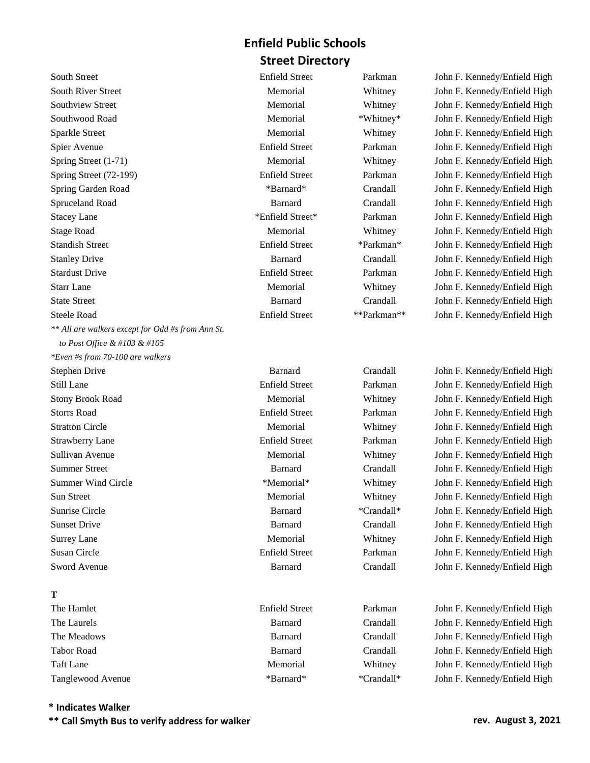# Enfield Public Schools
## Street Directory

| | | | |
|---|---|---|---|
| South Street | Enfield Street | Parkman | John F. Kennedy/Enfield High |
| South River Street | Memorial | Whitney | John F. Kennedy/Enfield High |
| Southview Street | Memorial | Whitney | John F. Kennedy/Enfield High |
| Southwood Road | Memorial | *Whitney* | John F. Kennedy/Enfield High |
| Sparkle Street | Memorial | Whitney | John F. Kennedy/Enfield High |
| Spier Avenue | Enfield Street | Parkman | John F. Kennedy/Enfield High |
| Spring Street (1-71) | Memorial | Whitney | John F. Kennedy/Enfield High |
| Spring Street (72-199) | Enfield Street | Parkman | John F. Kennedy/Enfield High |
| Spring Garden Road | *Barnard* | Crandall | John F. Kennedy/Enfield High |
| Spruceland Road | Barnard | Crandall | John F. Kennedy/Enfield High |
| Stacey Lane | *Enfield Street* | Parkman | John F. Kennedy/Enfield High |
| Stage Road | Memorial | Whitney | John F. Kennedy/Enfield High |
| Standish Street | Enfield Street | *Parkman* | John F. Kennedy/Enfield High |
| Stanley Drive | Barnard | Crandall | John F. Kennedy/Enfield High |
| Stardust Drive | Enfield Street | Parkman | John F. Kennedy/Enfield High |
| Starr Lane | Memorial | Whitney | John F. Kennedy/Enfield High |
| State Street | Barnard | Crandall | John F. Kennedy/Enfield High |
| Steele Road | Enfield Street | **Parkman** | John F. Kennedy/Enfield High |

*\*\* All are walkers except for Odd #s from Ann St. to Post Office & #103 & #105*

*\*Even #s from 70-100 are walkers*

| | | | |
|---|---|---|---|
| Stephen Drive | Barnard | Crandall | John F. Kennedy/Enfield High |
| Still Lane | Enfield Street | Parkman | John F. Kennedy/Enfield High |
| Stony Brook Road | Memorial | Whitney | John F. Kennedy/Enfield High |
| Storrs Road | Enfield Street | Parkman | John F. Kennedy/Enfield High |
| Stratton Circle | Memorial | Whitney | John F. Kennedy/Enfield High |
| Strawberry Lane | Enfield Street | Parkman | John F. Kennedy/Enfield High |
| Sullivan Avenue | Memorial | Whitney | John F. Kennedy/Enfield High |
| Summer Street | Barnard | Crandall | John F. Kennedy/Enfield High |
| Summer Wind Circle | *Memorial* | Whitney | John F. Kennedy/Enfield High |
| Sun Street | Memorial | Whitney | John F. Kennedy/Enfield High |
| Sunrise Circle | Barnard | *Crandall* | John F. Kennedy/Enfield High |
| Sunset Drive | Barnard | Crandall | John F. Kennedy/Enfield High |
| Surrey Lane | Memorial | Whitney | John F. Kennedy/Enfield High |
| Susan Circle | Enfield Street | Parkman | John F. Kennedy/Enfield High |
| Sword Avenue | Barnard | Crandall | John F. Kennedy/Enfield High |

**T**

| | | | |
|---|---|---|---|
| The Hamlet | Enfield Street | Parkman | John F. Kennedy/Enfield High |
| The Laurels | Barnard | Crandall | John F. Kennedy/Enfield High |
| The Meadows | Barnard | Crandall | John F. Kennedy/Enfield High |
| Tabor Road | Barnard | Crandall | John F. Kennedy/Enfield High |
| Taft Lane | Memorial | Whitney | John F. Kennedy/Enfield High |
| Tanglewood Avenue | *Barnard* | *Crandall* | John F. Kennedy/Enfield High |

**\* Indicates Walker**

**\*\* Call Smyth Bus to verify address for walker**

**rev. August 3, 2021**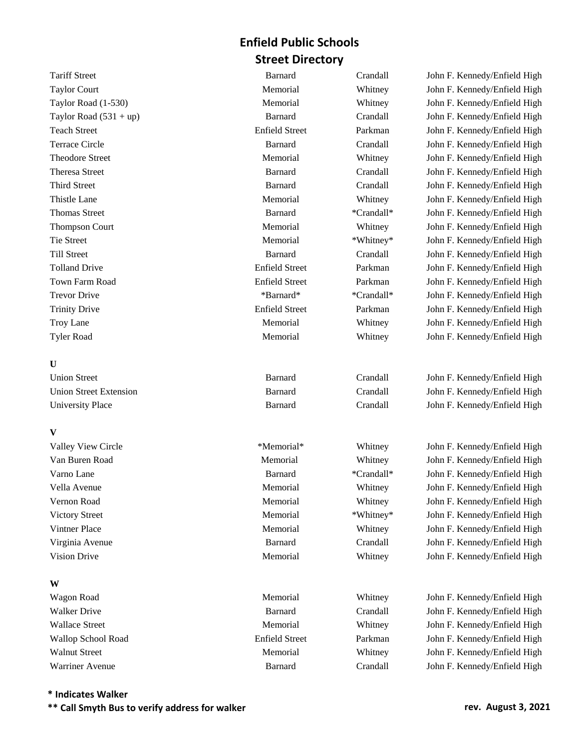# Enfield Public Schools
## Street Directory

| | | | |
|---|---|---|---|
| Tariff Street | Barnard | Crandall | John F. Kennedy/Enfield High |
| Taylor Court | Memorial | Whitney | John F. Kennedy/Enfield High |
| Taylor Road (1-530) | Memorial | Whitney | John F. Kennedy/Enfield High |
| Taylor Road (531 + up) | Barnard | Crandall | John F. Kennedy/Enfield High |
| Teach Street | Enfield Street | Parkman | John F. Kennedy/Enfield High |
| Terrace Circle | Barnard | Crandall | John F. Kennedy/Enfield High |
| Theodore Street | Memorial | Whitney | John F. Kennedy/Enfield High |
| Theresa Street | Barnard | Crandall | John F. Kennedy/Enfield High |
| Third Street | Barnard | Crandall | John F. Kennedy/Enfield High |
| Thistle Lane | Memorial | Whitney | John F. Kennedy/Enfield High |
| Thomas Street | Barnard | *Crandall* | John F. Kennedy/Enfield High |
| Thompson Court | Memorial | Whitney | John F. Kennedy/Enfield High |
| Tie Street | Memorial | *Whitney* | John F. Kennedy/Enfield High |
| Till Street | Barnard | Crandall | John F. Kennedy/Enfield High |
| Tolland Drive | Enfield Street | Parkman | John F. Kennedy/Enfield High |
| Town Farm Road | Enfield Street | Parkman | John F. Kennedy/Enfield High |
| Trevor Drive | *Barnard* | *Crandall* | John F. Kennedy/Enfield High |
| Trinity Drive | Enfield Street | Parkman | John F. Kennedy/Enfield High |
| Troy Lane | Memorial | Whitney | John F. Kennedy/Enfield High |
| Tyler Road | Memorial | Whitney | John F. Kennedy/Enfield High |
| **U** | | | |
| Union Street | Barnard | Crandall | John F. Kennedy/Enfield High |
| Union Street Extension | Barnard | Crandall | John F. Kennedy/Enfield High |
| University Place | Barnard | Crandall | John F. Kennedy/Enfield High |
| **V** | | | |
| Valley View Circle | *Memorial* | Whitney | John F. Kennedy/Enfield High |
| Van Buren Road | Memorial | Whitney | John F. Kennedy/Enfield High |
| Varno Lane | Barnard | *Crandall* | John F. Kennedy/Enfield High |
| Vella Avenue | Memorial | Whitney | John F. Kennedy/Enfield High |
| Vernon Road | Memorial | Whitney | John F. Kennedy/Enfield High |
| Victory Street | Memorial | *Whitney* | John F. Kennedy/Enfield High |
| Vintner Place | Memorial | Whitney | John F. Kennedy/Enfield High |
| Virginia Avenue | Barnard | Crandall | John F. Kennedy/Enfield High |
| Vision Drive | Memorial | Whitney | John F. Kennedy/Enfield High |
| **W** | | | |
| Wagon Road | Memorial | Whitney | John F. Kennedy/Enfield High |
| Walker Drive | Barnard | Crandall | John F. Kennedy/Enfield High |
| Wallace Street | Memorial | Whitney | John F. Kennedy/Enfield High |
| Wallop School Road | Enfield Street | Parkman | John F. Kennedy/Enfield High |
| Walnut Street | Memorial | Whitney | John F. Kennedy/Enfield High |
| Warriner Avenue | Barnard | Crandall | John F. Kennedy/Enfield High |

**\* Indicates Walker**

**\*\* Call Smyth Bus to verify address for walker**

**rev. August 3, 2021**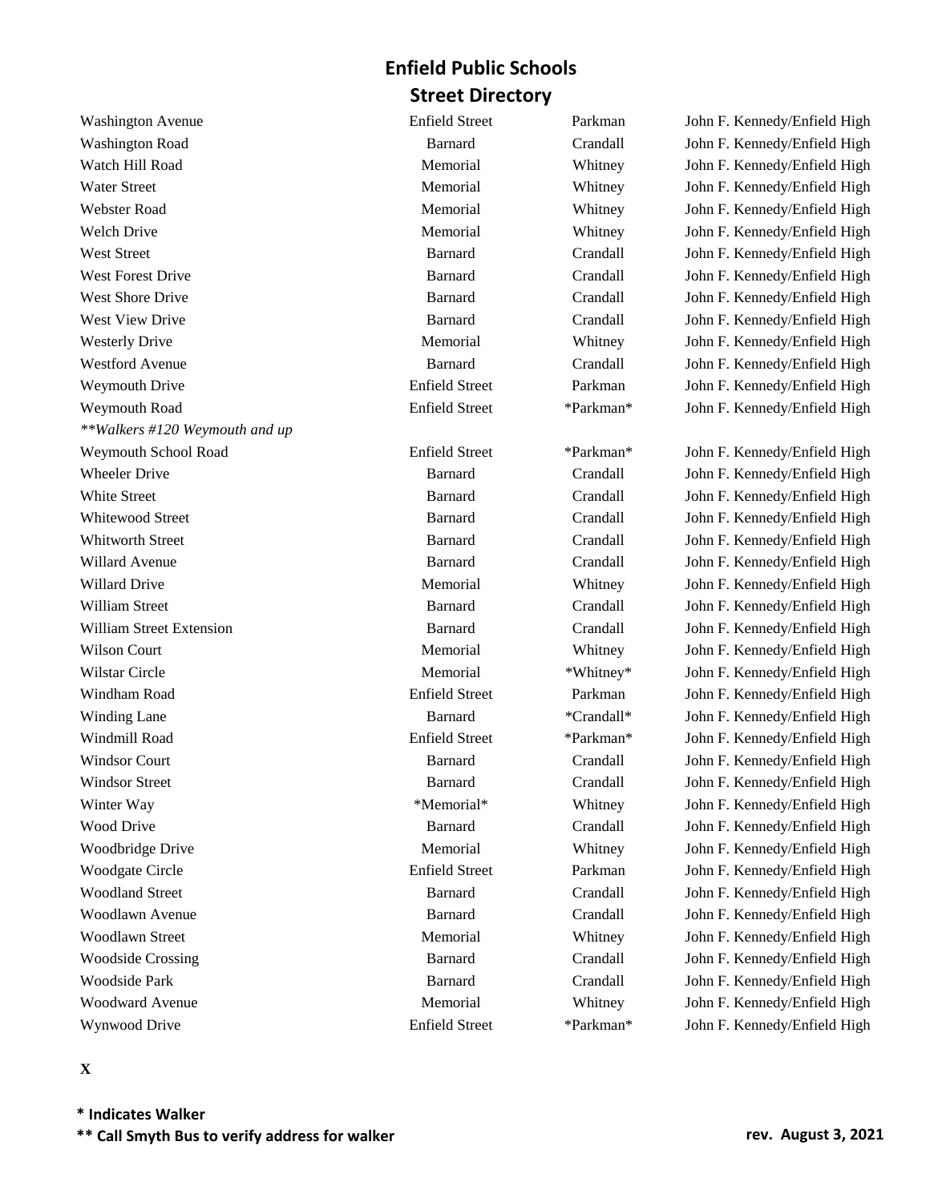# Enfield Public Schools
## Street Directory

| | | | |
|---|---|---|---|
| Washington Avenue | Enfield Street | Parkman | John F. Kennedy/Enfield High |
| Washington Road | Barnard | Crandall | John F. Kennedy/Enfield High |
| Watch Hill Road | Memorial | Whitney | John F. Kennedy/Enfield High |
| Water Street | Memorial | Whitney | John F. Kennedy/Enfield High |
| Webster Road | Memorial | Whitney | John F. Kennedy/Enfield High |
| Welch Drive | Memorial | Whitney | John F. Kennedy/Enfield High |
| West Street | Barnard | Crandall | John F. Kennedy/Enfield High |
| West Forest Drive | Barnard | Crandall | John F. Kennedy/Enfield High |
| West Shore Drive | Barnard | Crandall | John F. Kennedy/Enfield High |
| West View Drive | Barnard | Crandall | John F. Kennedy/Enfield High |
| Westerly Drive | Memorial | Whitney | John F. Kennedy/Enfield High |
| Westford Avenue | Barnard | Crandall | John F. Kennedy/Enfield High |
| Weymouth Drive | Enfield Street | Parkman | John F. Kennedy/Enfield High |
| Weymouth Road | Enfield Street | *Parkman* | John F. Kennedy/Enfield High |
| *\*\*Walkers #120 Weymouth and up* | | | |
| Weymouth School Road | Enfield Street | *Parkman* | John F. Kennedy/Enfield High |
| Wheeler Drive | Barnard | Crandall | John F. Kennedy/Enfield High |
| White Street | Barnard | Crandall | John F. Kennedy/Enfield High |
| Whitewood Street | Barnard | Crandall | John F. Kennedy/Enfield High |
| Whitworth Street | Barnard | Crandall | John F. Kennedy/Enfield High |
| Willard Avenue | Barnard | Crandall | John F. Kennedy/Enfield High |
| Willard Drive | Memorial | Whitney | John F. Kennedy/Enfield High |
| William Street | Barnard | Crandall | John F. Kennedy/Enfield High |
| William Street Extension | Barnard | Crandall | John F. Kennedy/Enfield High |
| Wilson Court | Memorial | Whitney | John F. Kennedy/Enfield High |
| Wilstar Circle | Memorial | *Whitney* | John F. Kennedy/Enfield High |
| Windham Road | Enfield Street | Parkman | John F. Kennedy/Enfield High |
| Winding Lane | Barnard | *Crandall* | John F. Kennedy/Enfield High |
| Windmill Road | Enfield Street | *Parkman* | John F. Kennedy/Enfield High |
| Windsor Court | Barnard | Crandall | John F. Kennedy/Enfield High |
| Windsor Street | Barnard | Crandall | John F. Kennedy/Enfield High |
| Winter Way | *Memorial* | Whitney | John F. Kennedy/Enfield High |
| Wood Drive | Barnard | Crandall | John F. Kennedy/Enfield High |
| Woodbridge Drive | Memorial | Whitney | John F. Kennedy/Enfield High |
| Woodgate Circle | Enfield Street | Parkman | John F. Kennedy/Enfield High |
| Woodland Street | Barnard | Crandall | John F. Kennedy/Enfield High |
| Woodlawn Avenue | Barnard | Crandall | John F. Kennedy/Enfield High |
| Woodlawn Street | Memorial | Whitney | John F. Kennedy/Enfield High |
| Woodside Crossing | Barnard | Crandall | John F. Kennedy/Enfield High |
| Woodside Park | Barnard | Crandall | John F. Kennedy/Enfield High |
| Woodward Avenue | Memorial | Whitney | John F. Kennedy/Enfield High |
| Wynwood Drive | Enfield Street | *Parkman* | John F. Kennedy/Enfield High |

**X**

**\* Indicates Walker**

**\*\* Call Smyth Bus to verify address for walker**

**rev. August 3, 2021**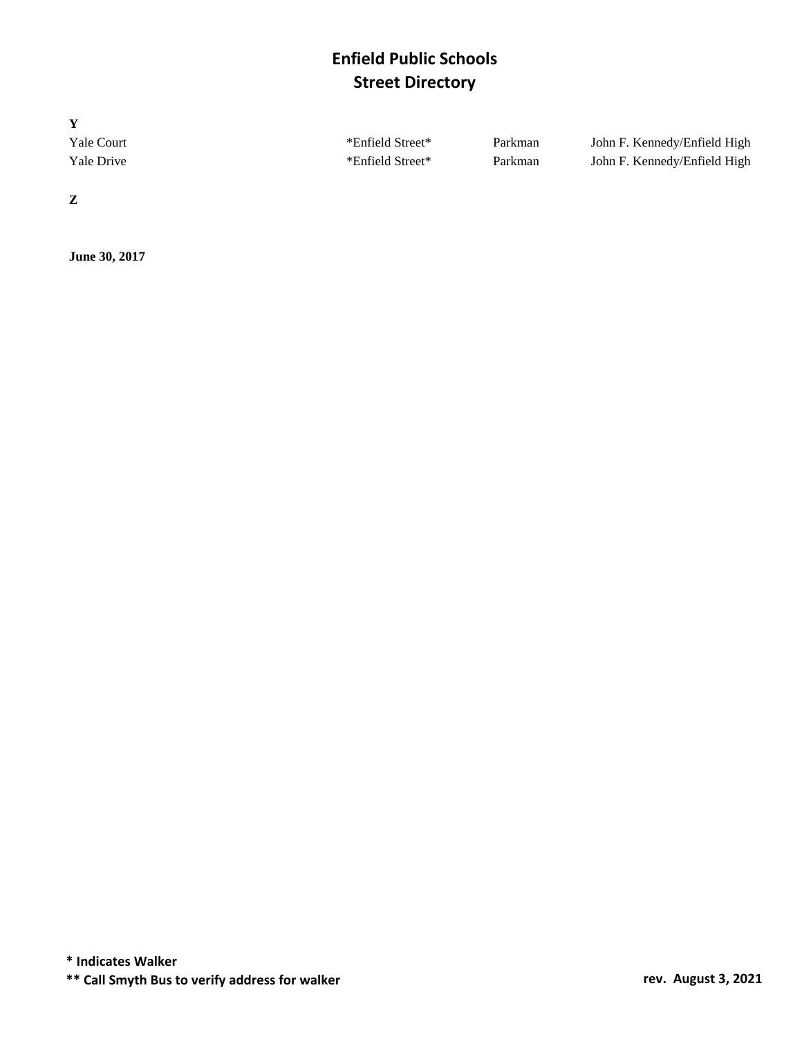# Enfield Public Schools
## Street Directory

**Y**

| | | | |
|---|---|---|---|
| Yale Court | *Enfield Street* | Parkman | John F. Kennedy/Enfield High |
| Yale Drive | *Enfield Street* | Parkman | John F. Kennedy/Enfield High |

**Z**

**June 30, 2017**

**\* Indicates Walker**

**\*\* Call Smyth Bus to verify address for walker**

**rev. August 3, 2021**